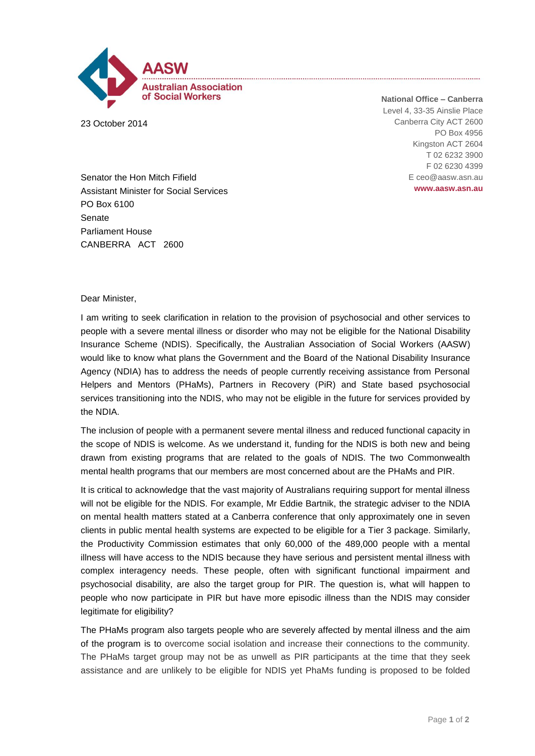**AASW**

**Australian Association of Social Workers**

**National Office – Canberra**
Level 4, 33-35 Ainslie Place
Canberra City ACT 2600
PO Box 4956
Kingston ACT 2604
T 02 6232 3900
F 02 6230 4399
E ceo@aasw.asn.au
**www.aasw.asn.au**

23 October 2014

Senator the Hon Mitch Fifield
Assistant Minister for Social Services
PO Box 6100
Senate
Parliament House
CANBERRA ACT 2600

Dear Minister,

I am writing to seek clarification in relation to the provision of psychosocial and other services to people with a severe mental illness or disorder who may not be eligible for the National Disability Insurance Scheme (NDIS). Specifically, the Australian Association of Social Workers (AASW) would like to know what plans the Government and the Board of the National Disability Insurance Agency (NDIA) has to address the needs of people currently receiving assistance from Personal Helpers and Mentors (PHaMs), Partners in Recovery (PiR) and State based psychosocial services transitioning into the NDIS, who may not be eligible in the future for services provided by the NDIA.

The inclusion of people with a permanent severe mental illness and reduced functional capacity in the scope of NDIS is welcome. As we understand it, funding for the NDIS is both new and being drawn from existing programs that are related to the goals of NDIS. The two Commonwealth mental health programs that our members are most concerned about are the PHaMs and PIR.

It is critical to acknowledge that the vast majority of Australians requiring support for mental illness will not be eligible for the NDIS. For example, Mr Eddie Bartnik, the strategic adviser to the NDIA on mental health matters stated at a Canberra conference that only approximately one in seven clients in public mental health systems are expected to be eligible for a Tier 3 package. Similarly, the Productivity Commission estimates that only 60,000 of the 489,000 people with a mental illness will have access to the NDIS because they have serious and persistent mental illness with complex interagency needs. These people, often with significant functional impairment and psychosocial disability, are also the target group for PIR. The question is, what will happen to people who now participate in PIR but have more episodic illness than the NDIS may consider legitimate for eligibility?

The PHaMs program also targets people who are severely affected by mental illness and the aim of the program is to overcome social isolation and increase their connections to the community. The PHaMs target group may not be as unwell as PIR participants at the time that they seek assistance and are unlikely to be eligible for NDIS yet PhaMs funding is proposed to be folded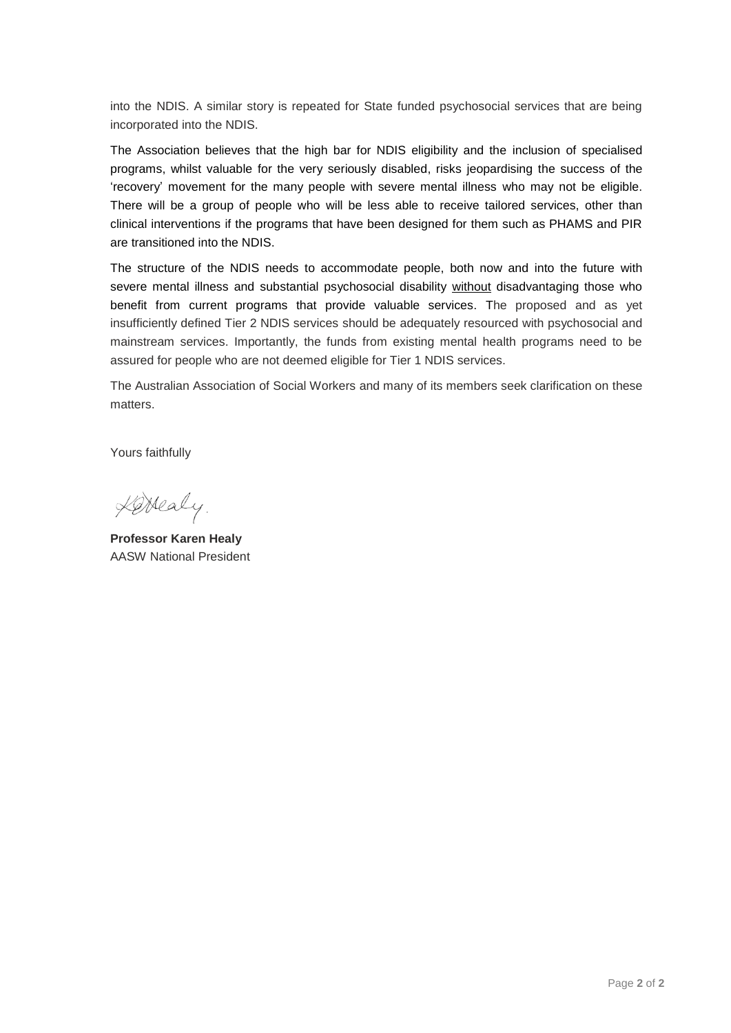into the NDIS. A similar story is repeated for State funded psychosocial services that are being incorporated into the NDIS.

The Association believes that the high bar for NDIS eligibility and the inclusion of specialised programs, whilst valuable for the very seriously disabled, risks jeopardising the success of the 'recovery' movement for the many people with severe mental illness who may not be eligible. There will be a group of people who will be less able to receive tailored services, other than clinical interventions if the programs that have been designed for them such as PHAMS and PIR are transitioned into the NDIS.

The structure of the NDIS needs to accommodate people, both now and into the future with severe mental illness and substantial psychosocial disability <u>without</u> disadvantaging those who benefit from current programs that provide valuable services. The proposed and as yet insufficiently defined Tier 2 NDIS services should be adequately resourced with psychosocial and mainstream services. Importantly, the funds from existing mental health programs need to be assured for people who are not deemed eligible for Tier 1 NDIS services.

The Australian Association of Social Workers and many of its members seek clarification on these matters.

Yours faithfully

KHealy.

**Professor Karen Healy**
AASW National President